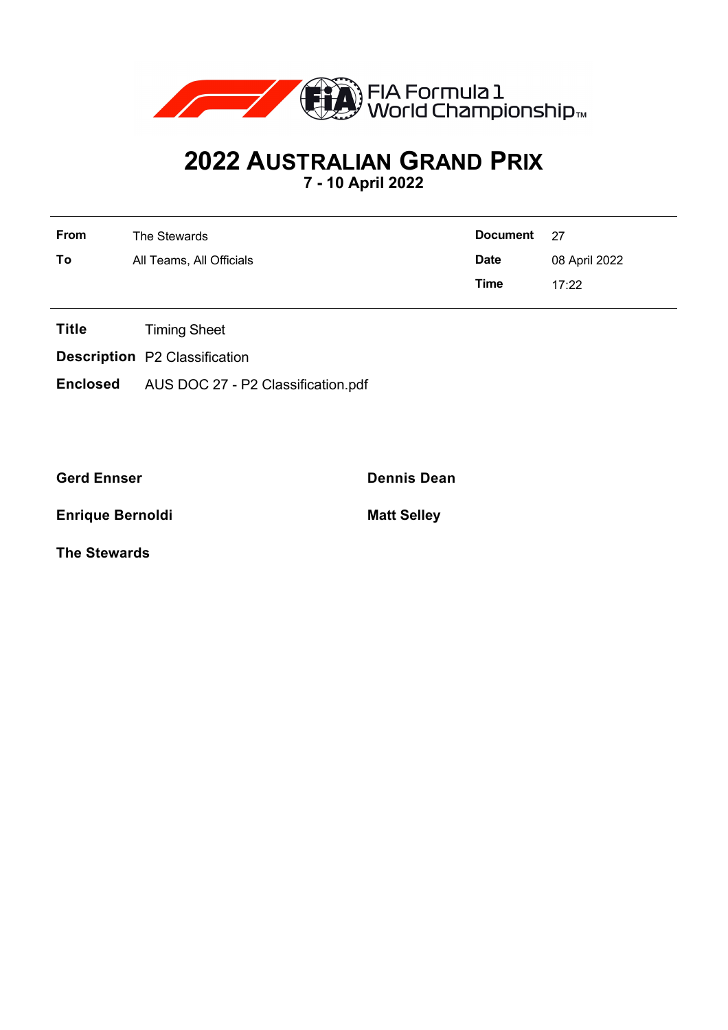FIA Formula 1 World Championship™

# 2022 AUSTRALIAN GRAND PRIX

**7 - 10 April 2022**

| | | | |
|---|---|---|---|
| **From** | The Stewards | **Document** | 27 |
| **To** | All Teams, All Officials | **Date** | 08 April 2022 |
| | | **Time** | 17:22 |

**Title** Timing Sheet

**Description** P2 Classification

**Enclosed** AUS DOC 27 - P2 Classification.pdf

**Gerd Ennser**

**Dennis Dean**

**Enrique Bernoldi**

**Matt Selley**

**The Stewards**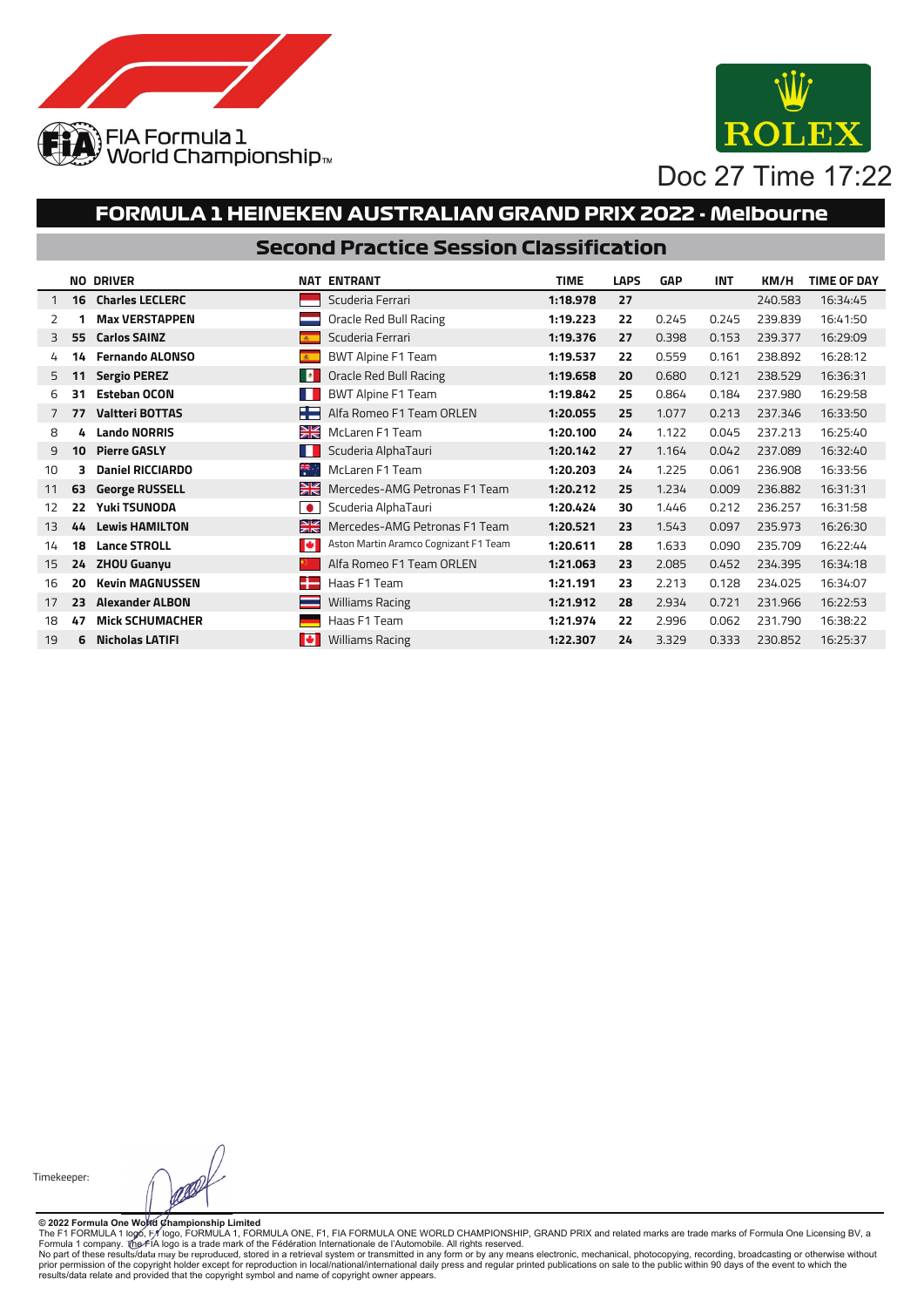FIA Formula 1 World Championship

Doc 27 Time 17:22

# FORMULA 1 HEINEKEN AUSTRALIAN GRAND PRIX 2022 - Melbourne

## Second Practice Session Classification

| | NO | DRIVER | NAT | ENTRANT | TIME | LAPS | GAP | INT | KM/H | TIME OF DAY |
|---|---|---|---|---|---|---|---|---|---|---|
| 1 | 16 | Charles LECLERC | | Scuderia Ferrari | 1:18.978 | 27 | | | 240.583 | 16:34:45 |
| 2 | 1 | Max VERSTAPPEN | | Oracle Red Bull Racing | 1:19.223 | 22 | 0.245 | 0.245 | 239.839 | 16:41:50 |
| 3 | 55 | Carlos SAINZ | | Scuderia Ferrari | 1:19.376 | 27 | 0.398 | 0.153 | 239.377 | 16:29:09 |
| 4 | 14 | Fernando ALONSO | | BWT Alpine F1 Team | 1:19.537 | 22 | 0.559 | 0.161 | 238.892 | 16:28:12 |
| 5 | 11 | Sergio PEREZ | | Oracle Red Bull Racing | 1:19.658 | 20 | 0.680 | 0.121 | 238.529 | 16:36:31 |
| 6 | 31 | Esteban OCON | | BWT Alpine F1 Team | 1:19.842 | 25 | 0.864 | 0.184 | 237.980 | 16:29:58 |
| 7 | 77 | Valtteri BOTTAS | | Alfa Romeo F1 Team ORLEN | 1:20.055 | 25 | 1.077 | 0.213 | 237.346 | 16:33:50 |
| 8 | 4 | Lando NORRIS | | McLaren F1 Team | 1:20.100 | 24 | 1.122 | 0.045 | 237.213 | 16:25:40 |
| 9 | 10 | Pierre GASLY | | Scuderia AlphaTauri | 1:20.142 | 27 | 1.164 | 0.042 | 237.089 | 16:32:40 |
| 10 | 3 | Daniel RICCIARDO | | McLaren F1 Team | 1:20.203 | 24 | 1.225 | 0.061 | 236.908 | 16:33:56 |
| 11 | 63 | George RUSSELL | | Mercedes-AMG Petronas F1 Team | 1:20.212 | 25 | 1.234 | 0.009 | 236.882 | 16:31:31 |
| 12 | 22 | Yuki TSUNODA | | Scuderia AlphaTauri | 1:20.424 | 30 | 1.446 | 0.212 | 236.257 | 16:31:58 |
| 13 | 44 | Lewis HAMILTON | | Mercedes-AMG Petronas F1 Team | 1:20.521 | 23 | 1.543 | 0.097 | 235.973 | 16:26:30 |
| 14 | 18 | Lance STROLL | | Aston Martin Aramco Cognizant F1 Team | 1:20.611 | 28 | 1.633 | 0.090 | 235.709 | 16:22:44 |
| 15 | 24 | ZHOU Guanyu | | Alfa Romeo F1 Team ORLEN | 1:21.063 | 23 | 2.085 | 0.452 | 234.395 | 16:34:18 |
| 16 | 20 | Kevin MAGNUSSEN | | Haas F1 Team | 1:21.191 | 23 | 2.213 | 0.128 | 234.025 | 16:34:07 |
| 17 | 23 | Alexander ALBON | | Williams Racing | 1:21.912 | 28 | 2.934 | 0.721 | 231.966 | 16:22:53 |
| 18 | 47 | Mick SCHUMACHER | | Haas F1 Team | 1:21.974 | 22 | 2.996 | 0.062 | 231.790 | 16:38:22 |
| 19 | 6 | Nicholas LATIFI | | Williams Racing | 1:22.307 | 24 | 3.329 | 0.333 | 230.852 | 16:25:37 |

Timekeeper:

© 2022 Formula One World Championship Limited
The F1 FORMULA 1 logo, F1 logo, FORMULA 1, FORMULA ONE, F1, FIA FORMULA ONE WORLD CHAMPIONSHIP, GRAND PRIX and related marks are trade marks of Formula One Licensing BV, a Formula 1 company. The FIA logo is a trade mark of the Fédération Internationale de l'Automobile. All rights reserved.
No part of these results/data may be reproduced, stored in a retrieval system or transmitted in any form or by any means electronic, mechanical, photocopying, recording, broadcasting or otherwise without prior permission of the copyright holder except for reproduction in local/national/international daily press and regular printed publications on sale to the public within 90 days of the event to which the results/data relate and provided that the copyright symbol and name of copyright owner appears.